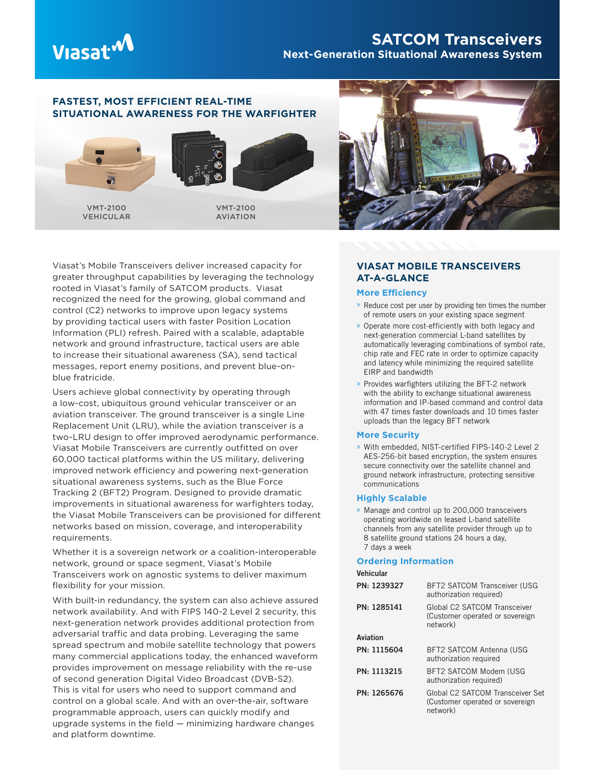# SATCOM Transceivers

## Next-Generation Situational Awareness System

### FASTEST, MOST EFFICIENT REAL-TIME SITUATIONAL AWARENESS FOR THE WARFIGHTER

VMT-2100 VEHICULAR

VMT-2100 AVIATION

Viasat's Mobile Transceivers deliver increased capacity for greater throughput capabilities by leveraging the technology rooted in Viasat's family of SATCOM products. Viasat recognized the need for the growing, global command and control (C2) networks to improve upon legacy systems by providing tactical users with faster Position Location Information (PLI) refresh. Paired with a scalable, adaptable network and ground infrastructure, tactical users are able to increase their situational awareness (SA), send tactical messages, report enemy positions, and prevent blue-on-blue fratricide.

Users achieve global connectivity by operating through a low-cost, ubiquitous ground vehicular transceiver or an aviation transceiver. The ground transceiver is a single Line Replacement Unit (LRU), while the aviation transceiver is a two-LRU design to offer improved aerodynamic performance. Viasat Mobile Transceivers are currently outfitted on over 60,000 tactical platforms within the US military, delivering improved network efficiency and powering next-generation situational awareness systems, such as the Blue Force Tracking 2 (BFT2) Program. Designed to provide dramatic improvements in situational awareness for warfighters today, the Viasat Mobile Transceivers can be provisioned for different networks based on mission, coverage, and interoperability requirements.

Whether it is a sovereign network or a coalition-interoperable network, ground or space segment, Viasat's Mobile Transceivers work on agnostic systems to deliver maximum flexibility for your mission.

With built-in redundancy, the system can also achieve assured network availability. And with FIPS 140-2 Level 2 security, this next-generation network provides additional protection from adversarial traffic and data probing. Leveraging the same spread spectrum and mobile satellite technology that powers many commercial applications today, the enhanced waveform provides improvement on message reliability with the re-use of second generation Digital Video Broadcast (DVB-S2). This is vital for users who need to support command and control on a global scale. And with an over-the-air, software programmable approach, users can quickly modify and upgrade systems in the field — minimizing hardware changes and platform downtime.

## VIASAT MOBILE TRANSCEIVERS AT-A-GLANCE

### More Efficiency

- Reduce cost per user by providing ten times the number of remote users on your existing space segment
- Operate more cost-efficiently with both legacy and next-generation commercial L-band satellites by automatically leveraging combinations of symbol rate, chip rate and FEC rate in order to optimize capacity and latency while minimizing the required satellite EIRP and bandwidth
- Provides warfighters utilizing the BFT-2 network with the ability to exchange situational awareness information and IP-based command and control data with 47 times faster downloads and 10 times faster uploads than the legacy BFT network

### More Security

- With embedded, NIST-certified FIPS-140-2 Level 2 AES-256-bit based encryption, the system ensures secure connectivity over the satellite channel and ground network infrastructure, protecting sensitive communications

### Highly Scalable

- Manage and control up to 200,000 transceivers operating worldwide on leased L-band satellite channels from any satellite provider through up to 8 satellite ground stations 24 hours a day, 7 days a week

### Ordering Information

**Vehicular**

| | |
|---|---|
| **PN: 1239327** | BFT2 SATCOM Transceiver (USG authorization required) |
| **PN: 1285141** | Global C2 SATCOM Transceiver (Customer operated or sovereign network) |

**Aviation**

| | |
|---|---|
| **PN: 1115604** | BFT2 SATCOM Antenna (USG authorization required |
| **PN: 1113215** | BFT2 SATCOM Modem (USG authorization required) |
| **PN: 1265676** | Global C2 SATCOM Transceiver Set (Customer operated or sovereign network) |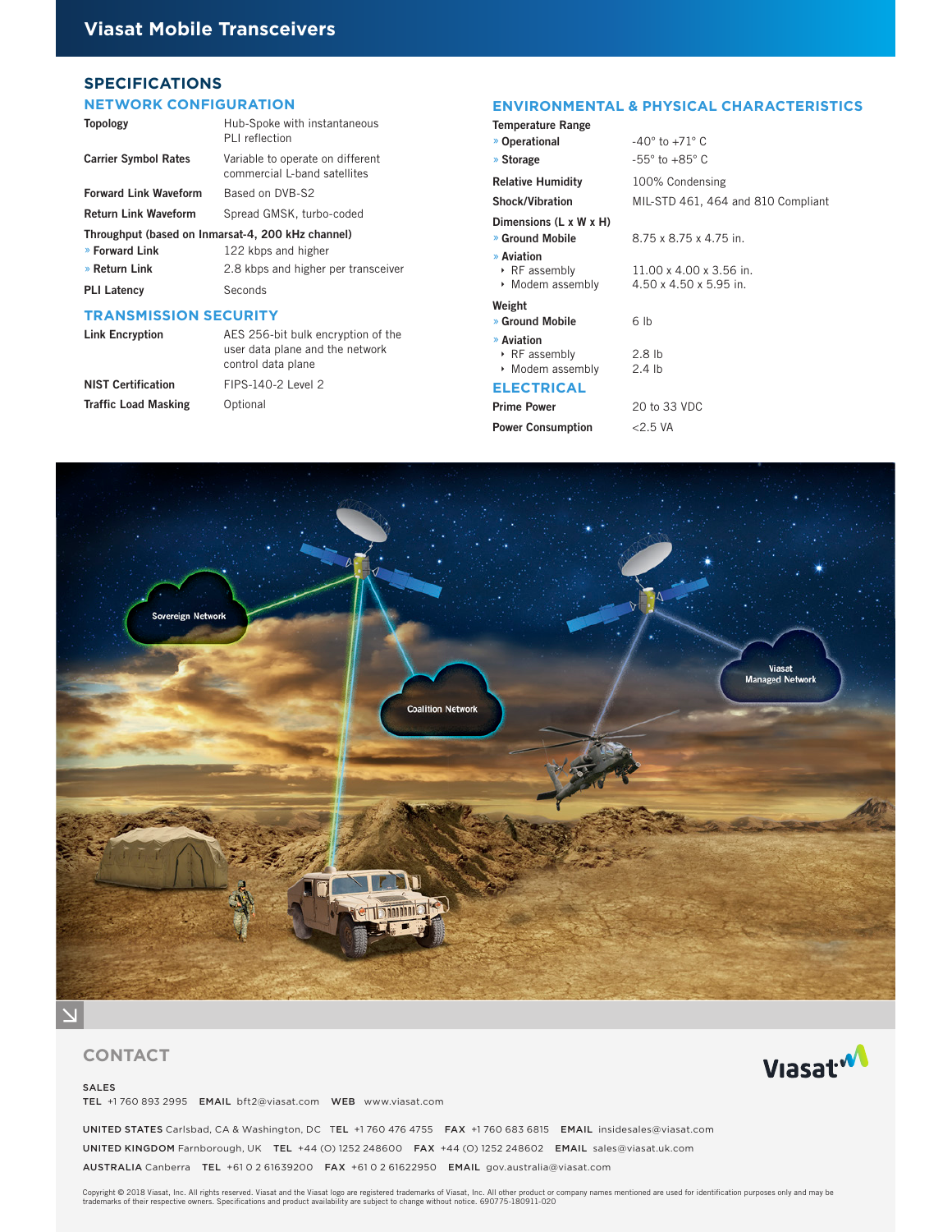# Viasat Mobile Transceivers

## SPECIFICATIONS

### NETWORK CONFIGURATION

| | |
|---|---|
| **Topology** | Hub-Spoke with instantaneous PLI reflection |
| **Carrier Symbol Rates** | Variable to operate on different commercial L-band satellites |
| **Forward Link Waveform** | Based on DVB-S2 |
| **Return Link Waveform** | Spread GMSK, turbo-coded |
| **Throughput (based on Inmarsat-4, 200 kHz channel)** | |
| » **Forward Link** | 122 kbps and higher |
| » **Return Link** | 2.8 kbps and higher per transceiver |
| **PLI Latency** | Seconds |

### TRANSMISSION SECURITY

| | |
|---|---|
| **Link Encryption** | AES 256-bit bulk encryption of the user data plane and the network control data plane |
| **NIST Certification** | FIPS-140-2 Level 2 |
| **Traffic Load Masking** | Optional |

### ENVIRONMENTAL & PHYSICAL CHARACTERISTICS

| | |
|---|---|
| **Temperature Range** | |
| » **Operational** | -40° to +71° C |
| » **Storage** | -55° to +85° C |
| **Relative Humidity** | 100% Condensing |
| **Shock/Vibration** | MIL-STD 461, 464 and 810 Compliant |
| **Dimensions (L x W x H)** | |
| » **Ground Mobile** | 8.75 x 8.75 x 4.75 in. |
| » **Aviation** | |
| ‣ RF assembly | 11.00 x 4.00 x 3.56 in. |
| ‣ Modem assembly | 4.50 x 4.50 x 5.95 in. |
| **Weight** | |
| » **Ground Mobile** | 6 lb |
| » **Aviation** | |
| ‣ RF assembly | 2.8 lb |
| ‣ Modem assembly | 2.4 lb |

### ELECTRICAL

| | |
|---|---|
| **Prime Power** | 20 to 33 VDC |
| **Power Consumption** | <2.5 VA |

Sovereign Network

Coalition Network

Viasat Managed Network

## CONTACT

SALES
TEL +1 760 893 2995 EMAIL bft2@viasat.com WEB www.viasat.com

UNITED STATES Carlsbad, CA & Washington, DC TEL +1 760 476 4755 FAX +1 760 683 6815 EMAIL insidesales@viasat.com

UNITED KINGDOM Farnborough, UK TEL +44 (O) 1252 248600 FAX +44 (O) 1252 248602 EMAIL sales@viasat.uk.com

AUSTRALIA Canberra TEL +61 0 2 61639200 FAX +61 0 2 61622950 EMAIL gov.australia@viasat.com

Copyright © 2018 Viasat, Inc. All rights reserved. Viasat and the Viasat logo are registered trademarks of Viasat, Inc. All other product or company names mentioned are used for identification purposes only and may be trademarks of their respective owners. Specifications and product availability are subject to change without notice. 690775-180911-020